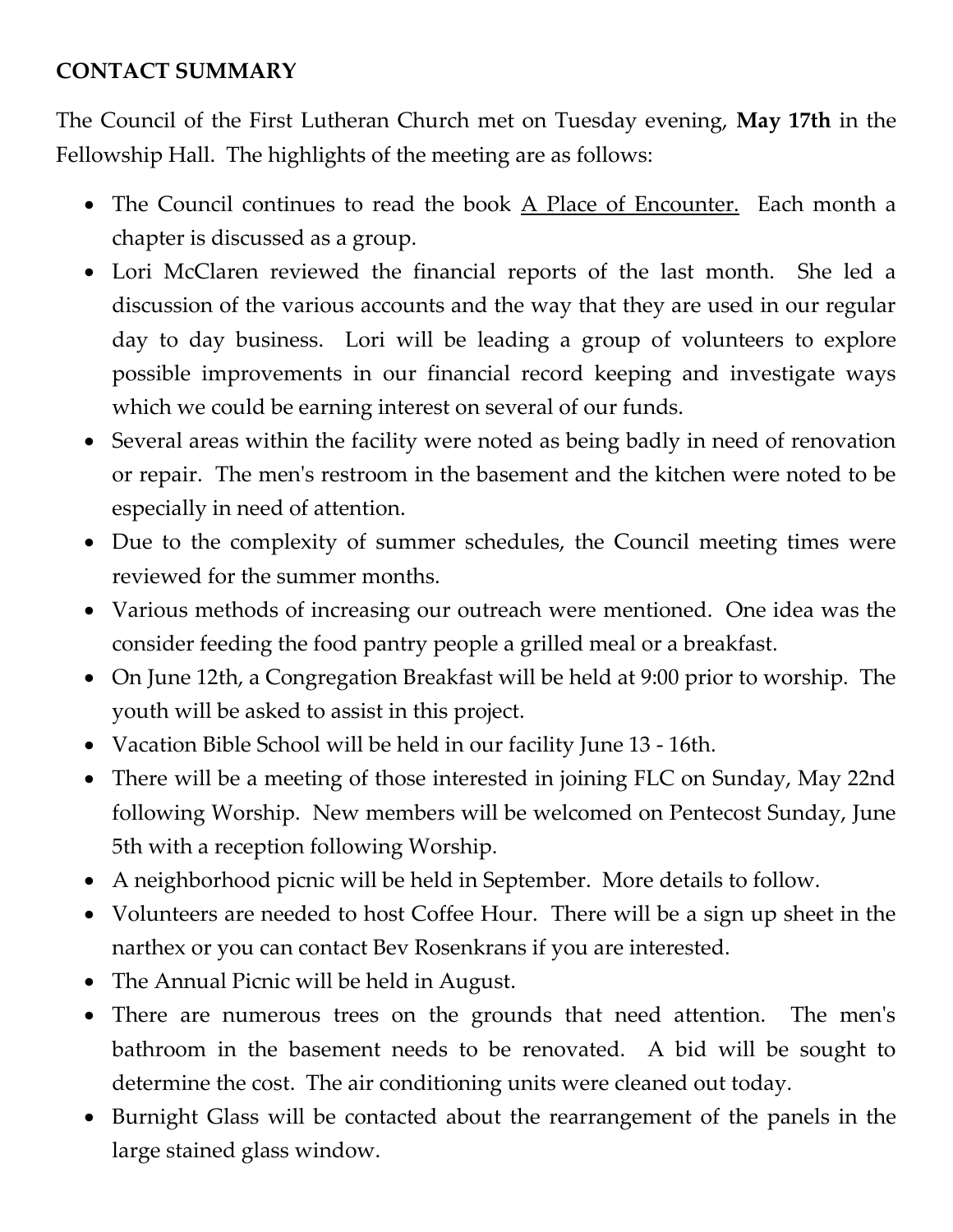**CONTACT SUMMARY**

The Council of the First Lutheran Church met on Tuesday evening, **May 17th** in the Fellowship Hall. The highlights of the meeting are as follows:

- The Council continues to read the book A Place of Encounter. Each month a chapter is discussed as a group.
- Lori McClaren reviewed the financial reports of the last month. She led a discussion of the various accounts and the way that they are used in our regular day to day business. Lori will be leading a group of volunteers to explore possible improvements in our financial record keeping and investigate ways which we could be earning interest on several of our funds.
- Several areas within the facility were noted as being badly in need of renovation or repair. The men's restroom in the basement and the kitchen were noted to be especially in need of attention.
- Due to the complexity of summer schedules, the Council meeting times were reviewed for the summer months.
- Various methods of increasing our outreach were mentioned. One idea was the consider feeding the food pantry people a grilled meal or a breakfast.
- On June 12th, a Congregation Breakfast will be held at 9:00 prior to worship. The youth will be asked to assist in this project.
- Vacation Bible School will be held in our facility June 13 - 16th.
- There will be a meeting of those interested in joining FLC on Sunday, May 22nd following Worship. New members will be welcomed on Pentecost Sunday, June 5th with a reception following Worship.
- A neighborhood picnic will be held in September. More details to follow.
- Volunteers are needed to host Coffee Hour. There will be a sign up sheet in the narthex or you can contact Bev Rosenkrans if you are interested.
- The Annual Picnic will be held in August.
- There are numerous trees on the grounds that need attention. The men's bathroom in the basement needs to be renovated. A bid will be sought to determine the cost. The air conditioning units were cleaned out today.
- Burnight Glass will be contacted about the rearrangement of the panels in the large stained glass window.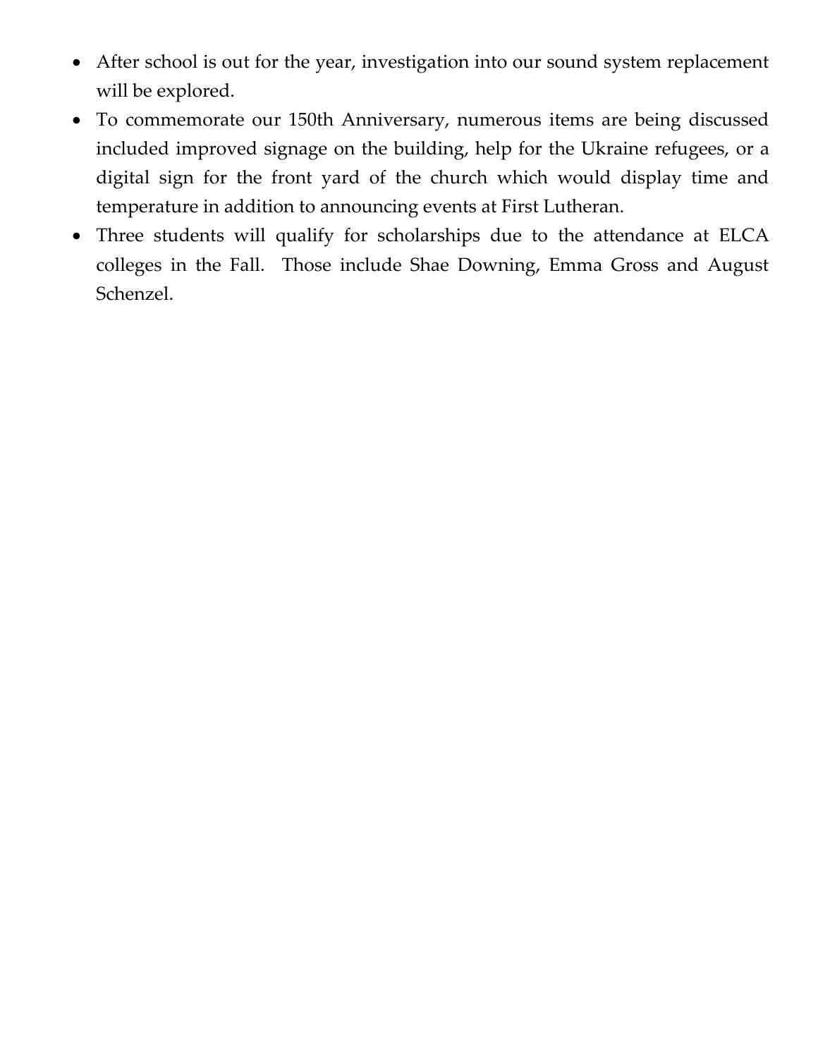- After school is out for the year, investigation into our sound system replacement will be explored.
- To commemorate our 150th Anniversary, numerous items are being discussed included improved signage on the building, help for the Ukraine refugees, or a digital sign for the front yard of the church which would display time and temperature in addition to announcing events at First Lutheran.
- Three students will qualify for scholarships due to the attendance at ELCA colleges in the Fall. Those include Shae Downing, Emma Gross and August Schenzel.